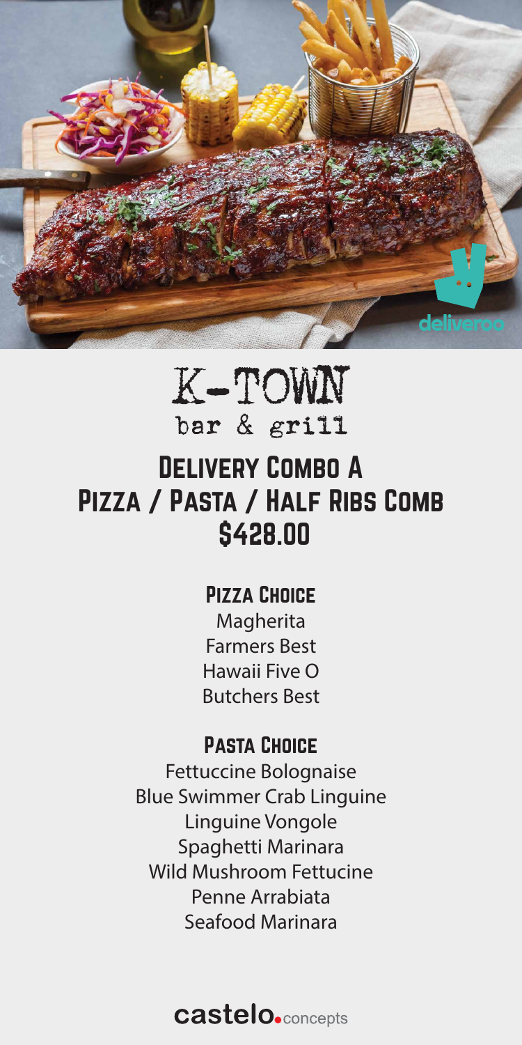# K-TOWN

bar & grill

## Delivery Combo A
## Pizza / Pasta / Half Ribs Comb
## $428.00

### Pizza Choice

Magherita
Farmers Best
Hawaii Five O
Butchers Best

### Pasta Choice

Fettuccine Bolognaise
Blue Swimmer Crab Linguine
Linguine Vongole
Spaghetti Marinara
Wild Mushroom Fettucine
Penne Arrabiata
Seafood Marinara

castelo.concepts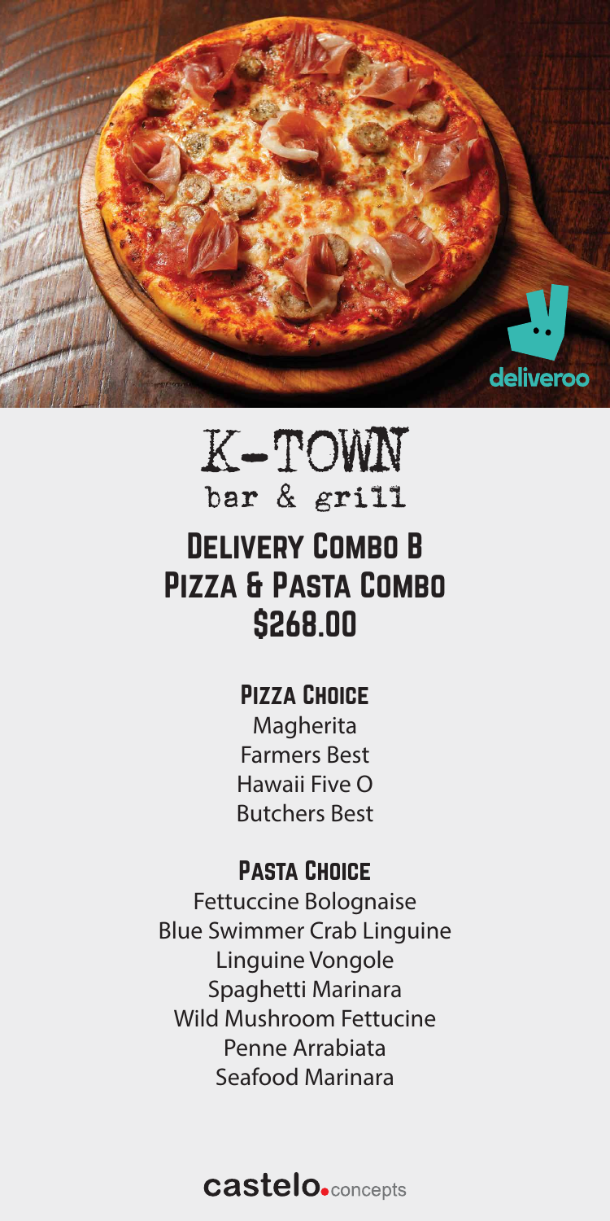deliveroo

# K-TOWN

bar & grill

## Delivery Combo B
## Pizza & Pasta Combo
## $268.00

### Pizza Choice

Magherita
Farmers Best
Hawaii Five O
Butchers Best

### Pasta Choice

Fettuccine Bolognaise
Blue Swimmer Crab Linguine
Linguine Vongole
Spaghetti Marinara
Wild Mushroom Fettucine
Penne Arrabiata
Seafood Marinara

castelo.concepts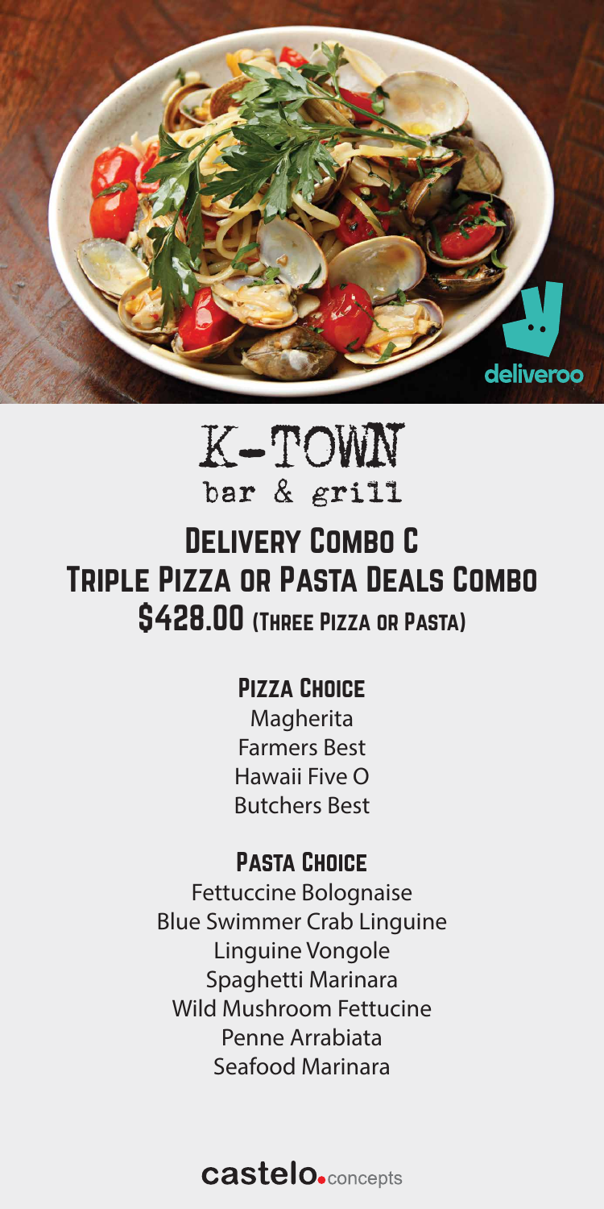deliveroo

# K-TOWN

bar & grill

## Delivery Combo C

## Triple Pizza or Pasta Deals Combo

## $428.00 (Three Pizza or Pasta)

### Pizza Choice

Magherita
Farmers Best
Hawaii Five O
Butchers Best

### Pasta Choice

Fettuccine Bolognaise
Blue Swimmer Crab Linguine
Linguine Vongole
Spaghetti Marinara
Wild Mushroom Fettucine
Penne Arrabiata
Seafood Marinara

castelo.concepts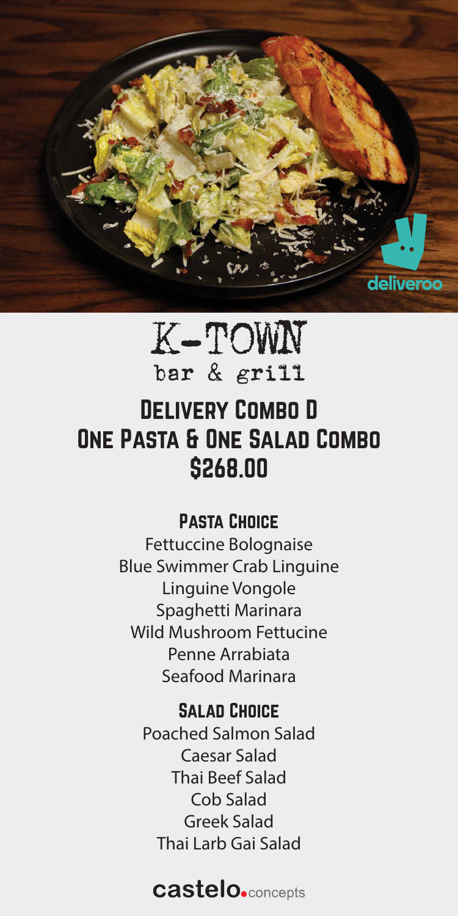# K-TOWN

bar & grill

## Delivery Combo D
## One Pasta & One Salad Combo
## $268.00

### Pasta Choice

Fettuccine Bolognaise
Blue Swimmer Crab Linguine
Linguine Vongole
Spaghetti Marinara
Wild Mushroom Fettucine
Penne Arrabiata
Seafood Marinara

### Salad Choice

Poached Salmon Salad
Caesar Salad
Thai Beef Salad
Cob Salad
Greek Salad
Thai Larb Gai Salad

castelo.concepts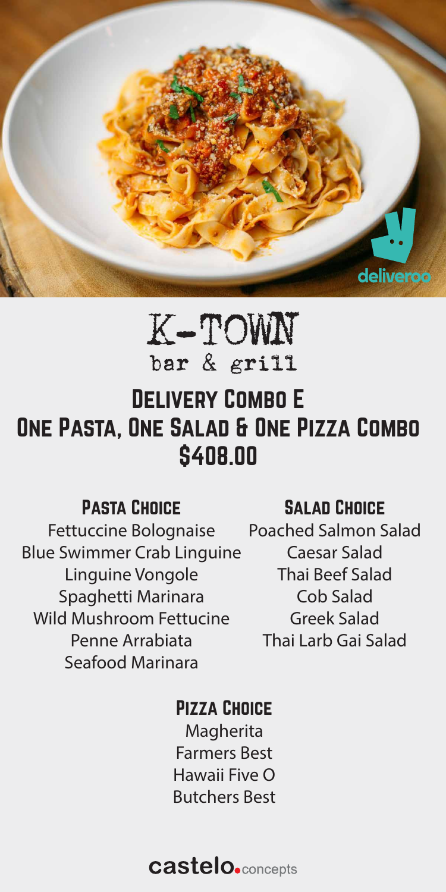deliveroo

# K-TOWN

bar & grill

## Delivery Combo E

## One Pasta, One Salad & One Pizza Combo

## $408.00

### Pasta Choice

Fettuccine Bolognaise
Blue Swimmer Crab Linguine
Linguine Vongole
Spaghetti Marinara
Wild Mushroom Fettucine
Penne Arrabiata
Seafood Marinara

### Salad Choice

Poached Salmon Salad
Caesar Salad
Thai Beef Salad
Cob Salad
Greek Salad
Thai Larb Gai Salad

### Pizza Choice

Magherita
Farmers Best
Hawaii Five O
Butchers Best

castelo concepts